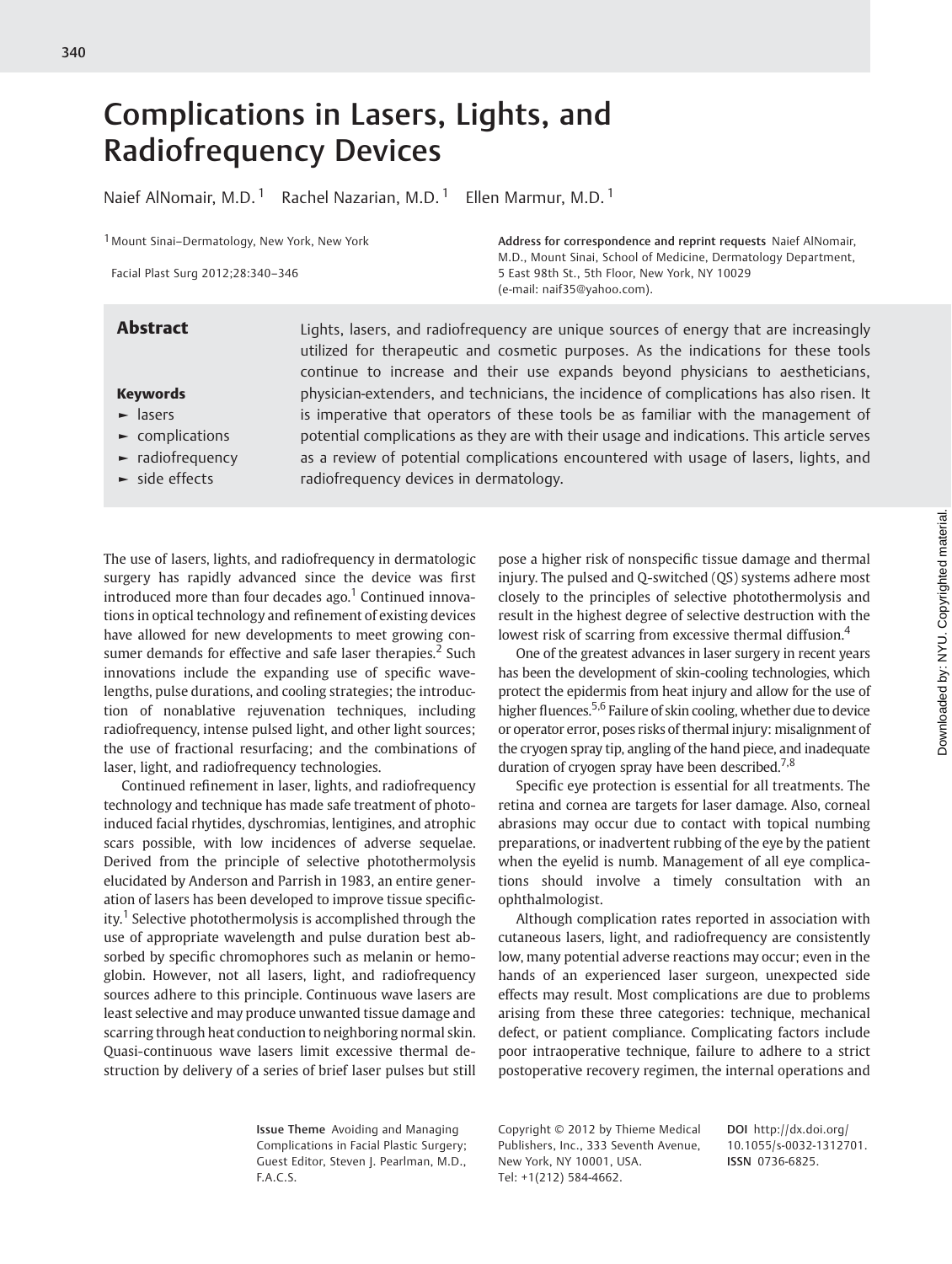# Complications in Lasers, Lights, and Radiofrequency Devices

Naief AlNomair, M.D.[1] Rachel Nazarian, M.D.[1] Ellen Marmur, M.D.[1]

[1] Mount Sinai–Dermatology, New York, New York

Facial Plast Surg 2012;28:340–346

Address for correspondence and reprint requests Naief AlNomair, M.D., Mount Sinai, School of Medicine, Dermatology Department, 5 East 98th St., 5th Floor, New York, NY 10029 (e-mail: naif35@yahoo.com).

## Abstract

Lights, lasers, and radiofrequency are unique sources of energy that are increasingly utilized for therapeutic and cosmetic purposes. As the indications for these tools continue to increase and their use expands beyond physicians to aestheticians, physician-extenders, and technicians, the incidence of complications has also risen. It is imperative that operators of these tools be as familiar with the management of potential complications as they are with their usage and indications. This article serves as a review of potential complications encountered with usage of lasers, lights, and radiofrequency devices in dermatology.

**Keywords**

- lasers
- complications
- radiofrequency
- side effects

The use of lasers, lights, and radiofrequency in dermatologic surgery has rapidly advanced since the device was first introduced more than four decades ago.[1] Continued innovations in optical technology and refinement of existing devices have allowed for new developments to meet growing consumer demands for effective and safe laser therapies.[2] Such innovations include the expanding use of specific wavelengths, pulse durations, and cooling strategies; the introduction of nonablative rejuvenation techniques, including radiofrequency, intense pulsed light, and other light sources; the use of fractional resurfacing; and the combinations of laser, light, and radiofrequency technologies.

Continued refinement in laser, lights, and radiofrequency technology and technique has made safe treatment of photo-induced facial rhytides, dyschromias, lentigines, and atrophic scars possible, with low incidences of adverse sequelae. Derived from the principle of selective photothermolysis elucidated by Anderson and Parrish in 1983, an entire generation of lasers has been developed to improve tissue specificity.[1] Selective photothermolysis is accomplished through the use of appropriate wavelength and pulse duration best absorbed by specific chromophores such as melanin or hemoglobin. However, not all lasers, light, and radiofrequency sources adhere to this principle. Continuous wave lasers are least selective and may produce unwanted tissue damage and scarring through heat conduction to neighboring normal skin. Quasi-continuous wave lasers limit excessive thermal destruction by delivery of a series of brief laser pulses but still pose a higher risk of nonspecific tissue damage and thermal injury. The pulsed and Q-switched (QS) systems adhere most closely to the principles of selective photothermolysis and result in the highest degree of selective destruction with the lowest risk of scarring from excessive thermal diffusion.[4]

One of the greatest advances in laser surgery in recent years has been the development of skin-cooling technologies, which protect the epidermis from heat injury and allow for the use of higher fluences.[5,6] Failure of skin cooling, whether due to device or operator error, poses risks of thermal injury: misalignment of the cryogen spray tip, angling of the hand piece, and inadequate duration of cryogen spray have been described.[7,8]

Specific eye protection is essential for all treatments. The retina and cornea are targets for laser damage. Also, corneal abrasions may occur due to contact with topical numbing preparations, or inadvertent rubbing of the eye by the patient when the eyelid is numb. Management of all eye complications should involve a timely consultation with an ophthalmologist.

Although complication rates reported in association with cutaneous lasers, light, and radiofrequency are consistently low, many potential adverse reactions may occur; even in the hands of an experienced laser surgeon, unexpected side effects may result. Most complications are due to problems arising from these three categories: technique, mechanical defect, or patient compliance. Complicating factors include poor intraoperative technique, failure to adhere to a strict postoperative recovery regimen, the internal operations and

Issue Theme Avoiding and Managing Complications in Facial Plastic Surgery; Guest Editor, Steven J. Pearlman, M.D., F.A.C.S.

Copyright © 2012 by Thieme Medical Publishers, Inc., 333 Seventh Avenue, New York, NY 10001, USA. Tel: +1(212) 584-4662.

DOI http://dx.doi.org/10.1055/s-0032-1312701. ISSN 0736-6825.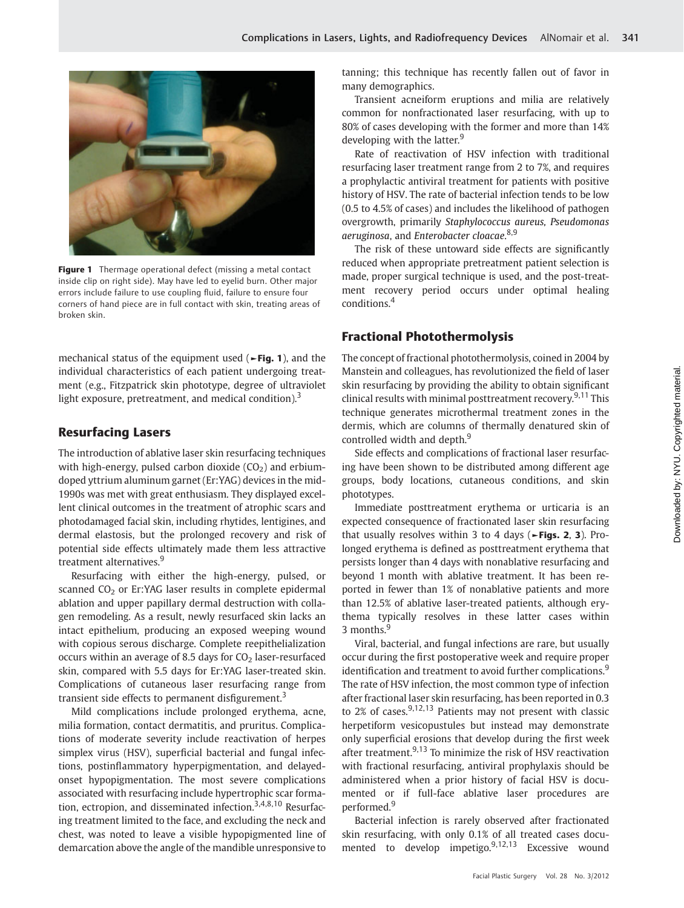Figure 1 Thermage operational defect (missing a metal contact inside clip on right side). May have led to eyelid burn. Other major errors include failure to use coupling fluid, failure to ensure four corners of hand piece are in full contact with skin, treating areas of broken skin.

mechanical status of the equipment used (►Fig. 1), and the individual characteristics of each patient undergoing treatment (e.g., Fitzpatrick skin phototype, degree of ultraviolet light exposure, pretreatment, and medical condition).[3]

## Resurfacing Lasers

The introduction of ablative laser skin resurfacing techniques with high-energy, pulsed carbon dioxide ($CO_2$) and erbium-doped yttrium aluminum garnet (Er:YAG) devices in the mid-1990s was met with great enthusiasm. They displayed excellent clinical outcomes in the treatment of atrophic scars and photodamaged facial skin, including rhytides, lentigines, and dermal elastosis, but the prolonged recovery and risk of potential side effects ultimately made them less attractive treatment alternatives.[9]

Resurfacing with either the high-energy, pulsed, or scanned $CO_2$ or Er:YAG laser results in complete epidermal ablation and upper papillary dermal destruction with collagen remodeling. As a result, newly resurfaced skin lacks an intact epithelium, producing an exposed weeping wound with copious serous discharge. Complete reepithelialization occurs within an average of 8.5 days for $CO_2$ laser-resurfaced skin, compared with 5.5 days for Er:YAG laser-treated skin. Complications of cutaneous laser resurfacing range from transient side effects to permanent disfigurement.[3]

Mild complications include prolonged erythema, acne, milia formation, contact dermatitis, and pruritus. Complications of moderate severity include reactivation of herpes simplex virus (HSV), superficial bacterial and fungal infections, postinflammatory hyperpigmentation, and delayed-onset hypopigmentation. The most severe complications associated with resurfacing include hypertrophic scar formation, ectropion, and disseminated infection.[3,4,8,10] Resurfacing treatment limited to the face, and excluding the neck and chest, was noted to leave a visible hypopigmented line of demarcation above the angle of the mandible unresponsive to tanning; this technique has recently fallen out of favor in many demographics.

Transient acneiform eruptions and milia are relatively common for nonfractionated laser resurfacing, with up to 80% of cases developing with the former and more than 14% developing with the latter.[9]

Rate of reactivation of HSV infection with traditional resurfacing laser treatment range from 2 to 7%, and requires a prophylactic antiviral treatment for patients with positive history of HSV. The rate of bacterial infection tends to be low (0.5 to 4.5% of cases) and includes the likelihood of pathogen overgrowth, primarily *Staphylococcus aureus, Pseudomonas aeruginosa*, and *Enterobacter cloacae*.[8,9]

The risk of these untoward side effects are significantly reduced when appropriate pretreatment patient selection is made, proper surgical technique is used, and the post-treatment recovery period occurs under optimal healing conditions.[4]

## Fractional Photothermolysis

The concept of fractional photothermolysis, coined in 2004 by Manstein and colleagues, has revolutionized the field of laser skin resurfacing by providing the ability to obtain significant clinical results with minimal posttreatment recovery.[9,11] This technique generates microthermal treatment zones in the dermis, which are columns of thermally denatured skin of controlled width and depth.[9]

Side effects and complications of fractional laser resurfacing have been shown to be distributed among different age groups, body locations, cutaneous conditions, and skin phototypes.

Immediate posttreatment erythema or urticaria is an expected consequence of fractionated laser skin resurfacing that usually resolves within 3 to 4 days (►Figs. 2, 3). Prolonged erythema is defined as posttreatment erythema that persists longer than 4 days with nonablative resurfacing and beyond 1 month with ablative treatment. It has been reported in fewer than 1% of nonablative patients and more than 12.5% of ablative laser-treated patients, although erythema typically resolves in these latter cases within 3 months.[9]

Viral, bacterial, and fungal infections are rare, but usually occur during the first postoperative week and require proper identification and treatment to avoid further complications.[9] The rate of HSV infection, the most common type of infection after fractional laser skin resurfacing, has been reported in 0.3 to 2% of cases.[9,12,13] Patients may not present with classic herpetiform vesicopustules but instead may demonstrate only superficial erosions that develop during the first week after treatment.[9,13] To minimize the risk of HSV reactivation with fractional resurfacing, antiviral prophylaxis should be administered when a prior history of facial HSV is documented or if full-face ablative laser procedures are performed.[9]

Bacterial infection is rarely observed after fractionated skin resurfacing, with only 0.1% of all treated cases documented to develop impetigo.[9,12,13] Excessive wound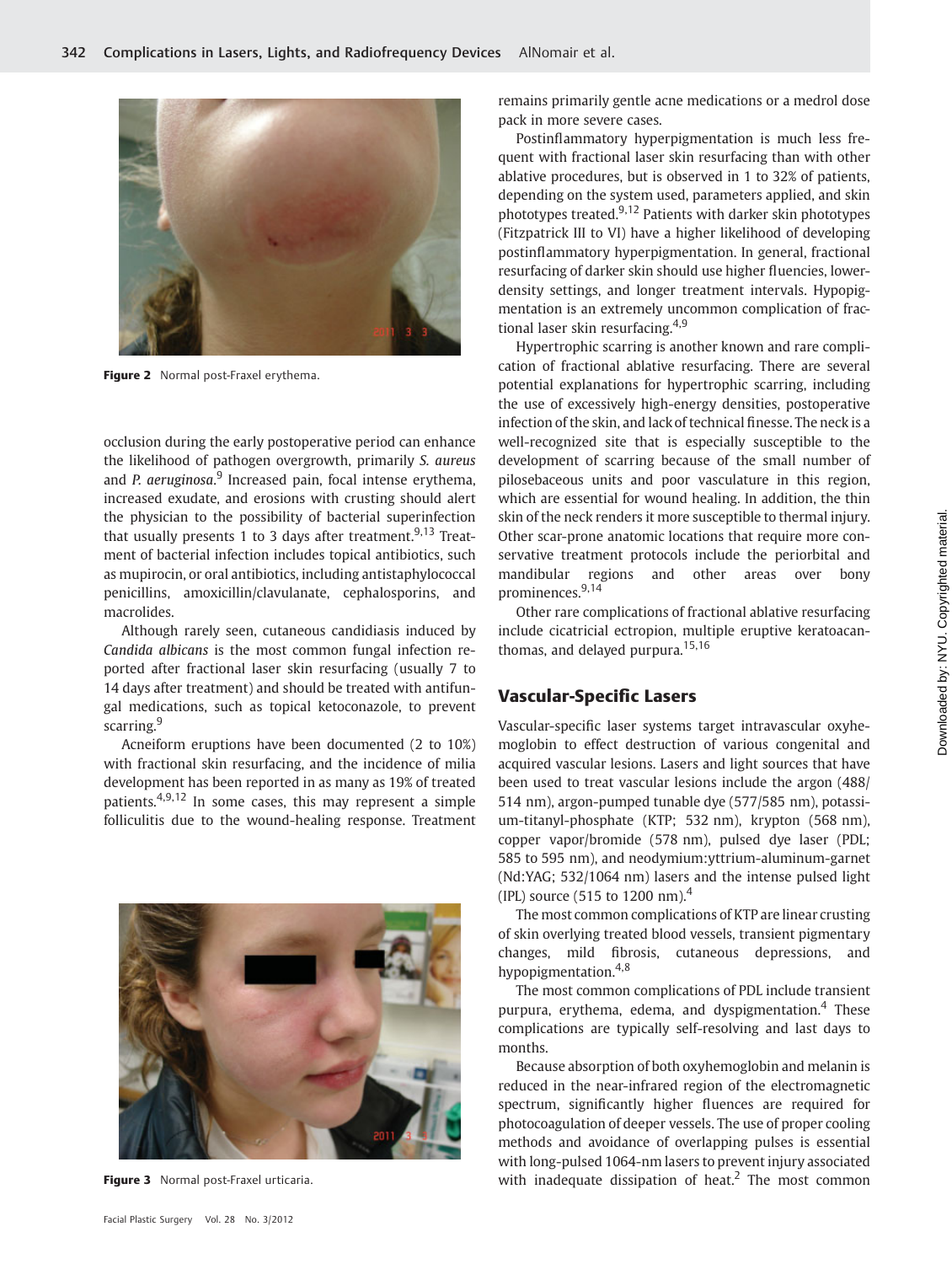Figure 2 Normal post-Fraxel erythema.

occlusion during the early postoperative period can enhance the likelihood of pathogen overgrowth, primarily *S. aureus* and *P. aeruginosa*.[9] Increased pain, focal intense erythema, increased exudate, and erosions with crusting should alert the physician to the possibility of bacterial superinfection that usually presents 1 to 3 days after treatment.[9,13] Treatment of bacterial infection includes topical antibiotics, such as mupirocin, or oral antibiotics, including antistaphylococcal penicillins, amoxicillin/clavulanate, cephalosporins, and macrolides.

Although rarely seen, cutaneous candidiasis induced by *Candida albicans* is the most common fungal infection reported after fractional laser skin resurfacing (usually 7 to 14 days after treatment) and should be treated with antifungal medications, such as topical ketoconazole, to prevent scarring.[9]

Acneiform eruptions have been documented (2 to 10%) with fractional skin resurfacing, and the incidence of milia development has been reported in as many as 19% of treated patients.[4,9,12] In some cases, this may represent a simple folliculitis due to the wound-healing response. Treatment remains primarily gentle acne medications or a medrol dose pack in more severe cases.

Figure 3 Normal post-Fraxel urticaria.

Postinflammatory hyperpigmentation is much less frequent with fractional laser skin resurfacing than with other ablative procedures, but is observed in 1 to 32% of patients, depending on the system used, parameters applied, and skin phototypes treated.[9,12] Patients with darker skin phototypes (Fitzpatrick III to VI) have a higher likelihood of developing postinflammatory hyperpigmentation. In general, fractional resurfacing of darker skin should use higher fluencies, lower-density settings, and longer treatment intervals. Hypopigmentation is an extremely uncommon complication of fractional laser skin resurfacing.[4,9]

Hypertrophic scarring is another known and rare complication of fractional ablative resurfacing. There are several potential explanations for hypertrophic scarring, including the use of excessively high-energy densities, postoperative infection of the skin, and lack of technical finesse. The neck is a well-recognized site that is especially susceptible to the development of scarring because of the small number of pilosebaceous units and poor vasculature in this region, which are essential for wound healing. In addition, the thin skin of the neck renders it more susceptible to thermal injury. Other scar-prone anatomic locations that require more conservative treatment protocols include the periorbital and mandibular regions and other areas over bony prominences.[9,14]

Other rare complications of fractional ablative resurfacing include cicatricial ectropion, multiple eruptive keratoacanthomas, and delayed purpura.[15,16]

## Vascular-Specific Lasers

Vascular-specific laser systems target intravascular oxyhemoglobin to effect destruction of various congenital and acquired vascular lesions. Lasers and light sources that have been used to treat vascular lesions include the argon (488/514 nm), argon-pumped tunable dye (577/585 nm), potassium-titanyl-phosphate (KTP; 532 nm), krypton (568 nm), copper vapor/bromide (578 nm), pulsed dye laser (PDL; 585 to 595 nm), and neodymium:yttrium-aluminum-garnet (Nd:YAG; 532/1064 nm) lasers and the intense pulsed light (IPL) source (515 to 1200 nm).[4]

The most common complications of KTP are linear crusting of skin overlying treated blood vessels, transient pigmentary changes, mild fibrosis, cutaneous depressions, and hypopigmentation.[4,8]

The most common complications of PDL include transient purpura, erythema, edema, and dyspigmentation.[4] These complications are typically self-resolving and last days to months.

Because absorption of both oxyhemoglobin and melanin is reduced in the near-infrared region of the electromagnetic spectrum, significantly higher fluences are required for photocoagulation of deeper vessels. The use of proper cooling methods and avoidance of overlapping pulses is essential with long-pulsed 1064-nm lasers to prevent injury associated with inadequate dissipation of heat.[2] The most common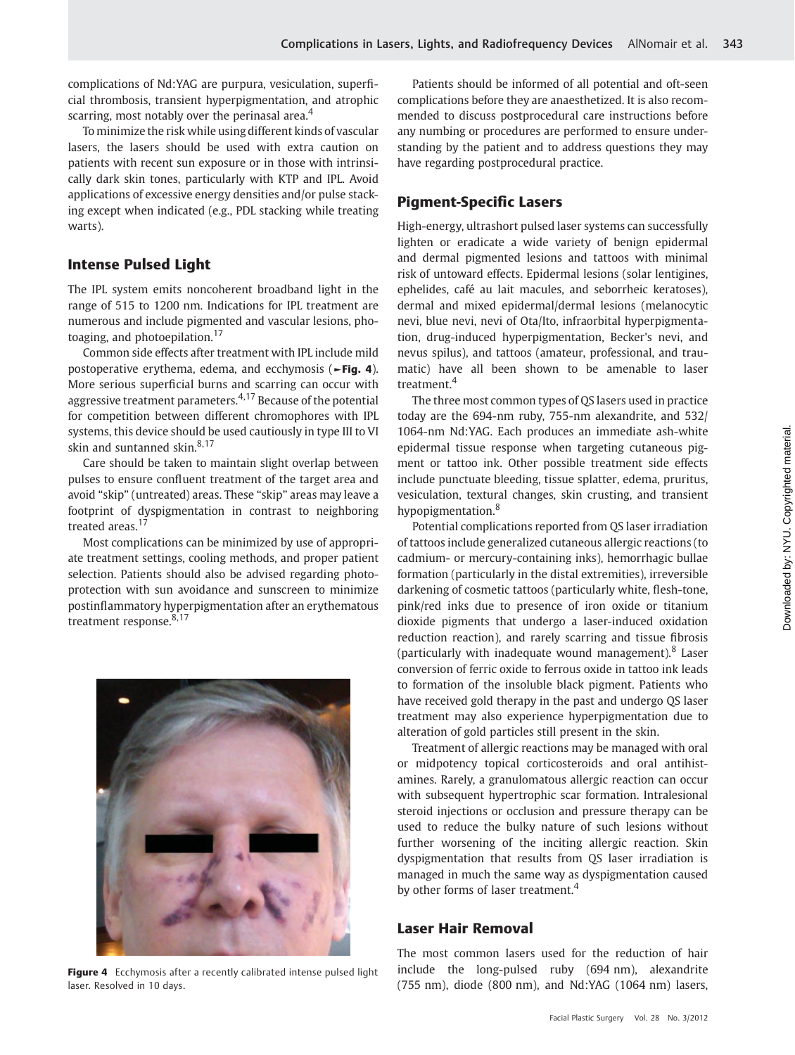complications of Nd:YAG are purpura, vesiculation, superficial thrombosis, transient hyperpigmentation, and atrophic scarring, most notably over the perinasal area.[4]

To minimize the risk while using different kinds of vascular lasers, the lasers should be used with extra caution on patients with recent sun exposure or in those with intrinsically dark skin tones, particularly with KTP and IPL. Avoid applications of excessive energy densities and/or pulse stacking except when indicated (e.g., PDL stacking while treating warts).

## Intense Pulsed Light

The IPL system emits noncoherent broadband light in the range of 515 to 1200 nm. Indications for IPL treatment are numerous and include pigmented and vascular lesions, photoaging, and photoepilation.[17]

Common side effects after treatment with IPL include mild postoperative erythema, edema, and ecchymosis (►Fig. 4). More serious superficial burns and scarring can occur with aggressive treatment parameters.[4,17] Because of the potential for competition between different chromophores with IPL systems, this device should be used cautiously in type III to VI skin and suntanned skin.[8,17]

Care should be taken to maintain slight overlap between pulses to ensure confluent treatment of the target area and avoid "skip" (untreated) areas. These "skip" areas may leave a footprint of dyspigmentation in contrast to neighboring treated areas.[17]

Most complications can be minimized by use of appropriate treatment settings, cooling methods, and proper patient selection. Patients should also be advised regarding photoprotection with sun avoidance and sunscreen to minimize postinflammatory hyperpigmentation after an erythematous treatment response.[8,17]

**Figure 4** Ecchymosis after a recently calibrated intense pulsed light laser. Resolved in 10 days.

Patients should be informed of all potential and oft-seen complications before they are anaesthetized. It is also recommended to discuss postprocedural care instructions before any numbing or procedures are performed to ensure understanding by the patient and to address questions they may have regarding postprocedural practice.

## Pigment-Specific Lasers

High-energy, ultrashort pulsed laser systems can successfully lighten or eradicate a wide variety of benign epidermal and dermal pigmented lesions and tattoos with minimal risk of untoward effects. Epidermal lesions (solar lentigines, ephelides, café au lait macules, and seborrheic keratoses), dermal and mixed epidermal/dermal lesions (melanocytic nevi, blue nevi, nevi of Ota/Ito, infraorbital hyperpigmentation, drug-induced hyperpigmentation, Becker's nevi, and nevus spilus), and tattoos (amateur, professional, and traumatic) have all been shown to be amenable to laser treatment.[4]

The three most common types of QS lasers used in practice today are the 694-nm ruby, 755-nm alexandrite, and 532/1064-nm Nd:YAG. Each produces an immediate ash-white epidermal tissue response when targeting cutaneous pigment or tattoo ink. Other possible treatment side effects include punctuate bleeding, tissue splatter, edema, pruritus, vesiculation, textural changes, skin crusting, and transient hypopigmentation.[8]

Potential complications reported from QS laser irradiation of tattoos include generalized cutaneous allergic reactions (to cadmium- or mercury-containing inks), hemorrhagic bullae formation (particularly in the distal extremities), irreversible darkening of cosmetic tattoos (particularly white, flesh-tone, pink/red inks due to presence of iron oxide or titanium dioxide pigments that undergo a laser-induced oxidation reduction reaction), and rarely scarring and tissue fibrosis (particularly with inadequate wound management).[8] Laser conversion of ferric oxide to ferrous oxide in tattoo ink leads to formation of the insoluble black pigment. Patients who have received gold therapy in the past and undergo QS laser treatment may also experience hyperpigmentation due to alteration of gold particles still present in the skin.

Treatment of allergic reactions may be managed with oral or midpotency topical corticosteroids and oral antihistamines. Rarely, a granulomatous allergic reaction can occur with subsequent hypertrophic scar formation. Intralesional steroid injections or occlusion and pressure therapy can be used to reduce the bulky nature of such lesions without further worsening of the inciting allergic reaction. Skin dyspigmentation that results from QS laser irradiation is managed in much the same way as dyspigmentation caused by other forms of laser treatment.[4]

## Laser Hair Removal

The most common lasers used for the reduction of hair include the long-pulsed ruby (694 nm), alexandrite (755 nm), diode (800 nm), and Nd:YAG (1064 nm) lasers,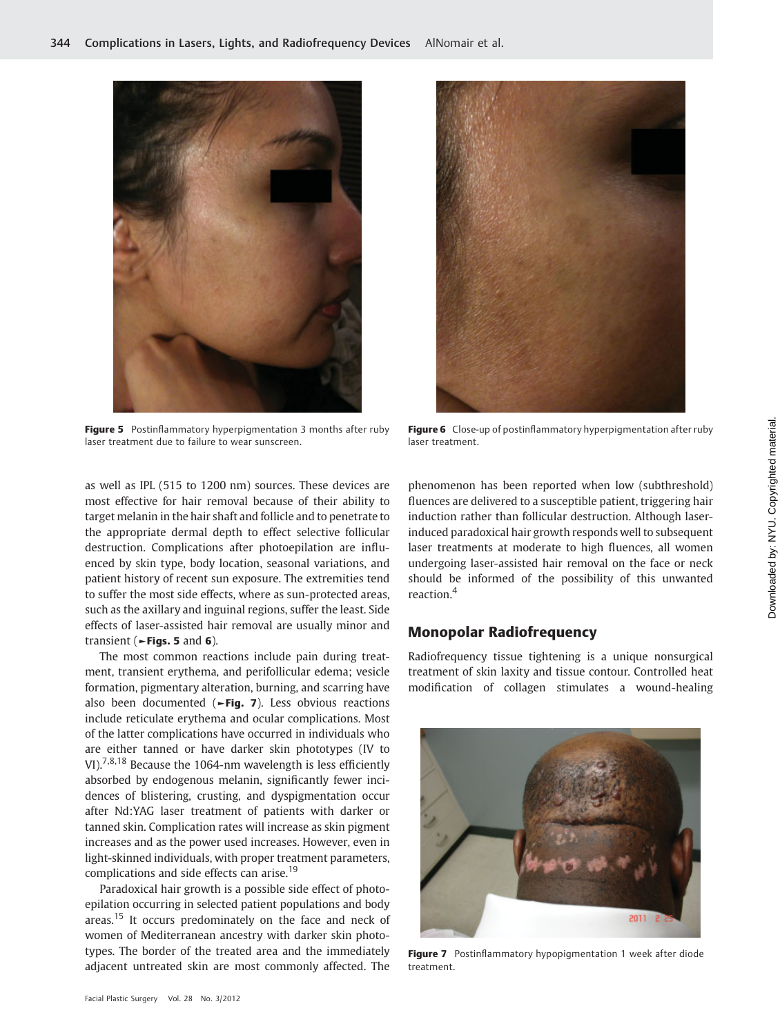Figure 5 Postinflammatory hyperpigmentation 3 months after ruby laser treatment due to failure to wear sunscreen.

Figure 6 Close-up of postinflammatory hyperpigmentation after ruby laser treatment.

as well as IPL (515 to 1200 nm) sources. These devices are most effective for hair removal because of their ability to target melanin in the hair shaft and follicle and to penetrate to the appropriate dermal depth to effect selective follicular destruction. Complications after photoepilation are influenced by skin type, body location, seasonal variations, and patient history of recent sun exposure. The extremities tend to suffer the most side effects, where as sun-protected areas, such as the axillary and inguinal regions, suffer the least. Side effects of laser-assisted hair removal are usually minor and transient (►**Figs. 5** and **6**).

The most common reactions include pain during treatment, transient erythema, and perifollicular edema; vesicle formation, pigmentary alteration, burning, and scarring have also been documented (►**Fig. 7**). Less obvious reactions include reticulate erythema and ocular complications. Most of the latter complications have occurred in individuals who are either tanned or have darker skin phototypes (IV to VI).[7,8,18] Because the 1064-nm wavelength is less efficiently absorbed by endogenous melanin, significantly fewer incidences of blistering, crusting, and dyspigmentation occur after Nd:YAG laser treatment of patients with darker or tanned skin. Complication rates will increase as skin pigment increases and as the power used increases. However, even in light-skinned individuals, with proper treatment parameters, complications and side effects can arise.[19]

Paradoxical hair growth is a possible side effect of photoepilation occurring in selected patient populations and body areas.[15] It occurs predominately on the face and neck of women of Mediterranean ancestry with darker skin phototypes. The border of the treated area and the immediately adjacent untreated skin are most commonly affected. The phenomenon has been reported when low (subthreshold) fluences are delivered to a susceptible patient, triggering hair induction rather than follicular destruction. Although laser-induced paradoxical hair growth responds well to subsequent laser treatments at moderate to high fluences, all women undergoing laser-assisted hair removal on the face or neck should be informed of the possibility of this unwanted reaction.[4]

## Monopolar Radiofrequency

Radiofrequency tissue tightening is a unique nonsurgical treatment of skin laxity and tissue contour. Controlled heat modification of collagen stimulates a wound-healing

Figure 7 Postinflammatory hypopigmentation 1 week after diode treatment.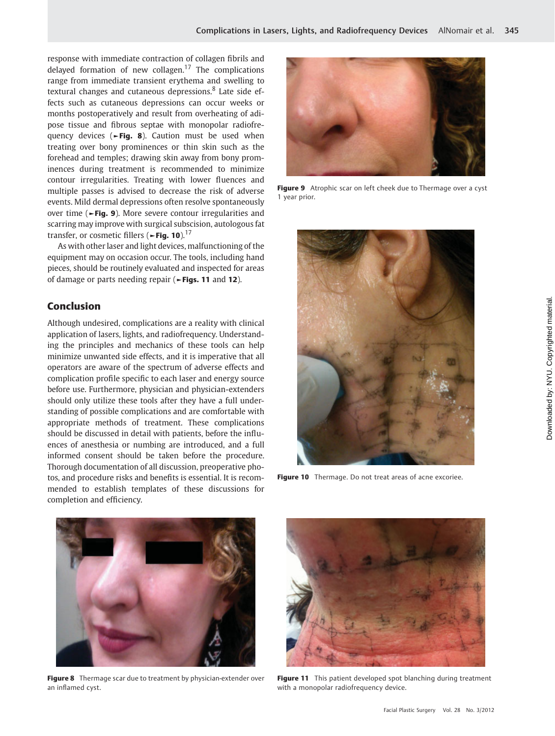response with immediate contraction of collagen fibrils and delayed formation of new collagen.[17] The complications range from immediate transient erythema and swelling to textural changes and cutaneous depressions.[8] Late side effects such as cutaneous depressions can occur weeks or months postoperatively and result from overheating of adipose tissue and fibrous septae with monopolar radiofrequency devices (►Fig. 8). Caution must be used when treating over bony prominences or thin skin such as the forehead and temples; drawing skin away from bony prominences during treatment is recommended to minimize contour irregularities. Treating with lower fluences and multiple passes is advised to decrease the risk of adverse events. Mild dermal depressions often resolve spontaneously over time (►Fig. 9). More severe contour irregularities and scarring may improve with surgical subscision, autologous fat transfer, or cosmetic fillers (►Fig. 10).[17]

As with other laser and light devices, malfunctioning of the equipment may on occasion occur. The tools, including hand pieces, should be routinely evaluated and inspected for areas of damage or parts needing repair (►Figs. 11 and 12).

## Conclusion

Although undesired, complications are a reality with clinical application of lasers, lights, and radiofrequency. Understanding the principles and mechanics of these tools can help minimize unwanted side effects, and it is imperative that all operators are aware of the spectrum of adverse effects and complication profile specific to each laser and energy source before use. Furthermore, physician and physician-extenders should only utilize these tools after they have a full understanding of possible complications and are comfortable with appropriate methods of treatment. These complications should be discussed in detail with patients, before the influences of anesthesia or numbing are introduced, and a full informed consent should be taken before the procedure. Thorough documentation of all discussion, preoperative photos, and procedure risks and benefits is essential. It is recommended to establish templates of these discussions for completion and efficiency.

**Figure 9** Atrophic scar on left cheek due to Thermage over a cyst 1 year prior.

**Figure 10** Thermage. Do not treat areas of acne excoriee.

**Figure 8** Thermage scar due to treatment by physician-extender over an inflamed cyst.

**Figure 11** This patient developed spot blanching during treatment with a monopolar radiofrequency device.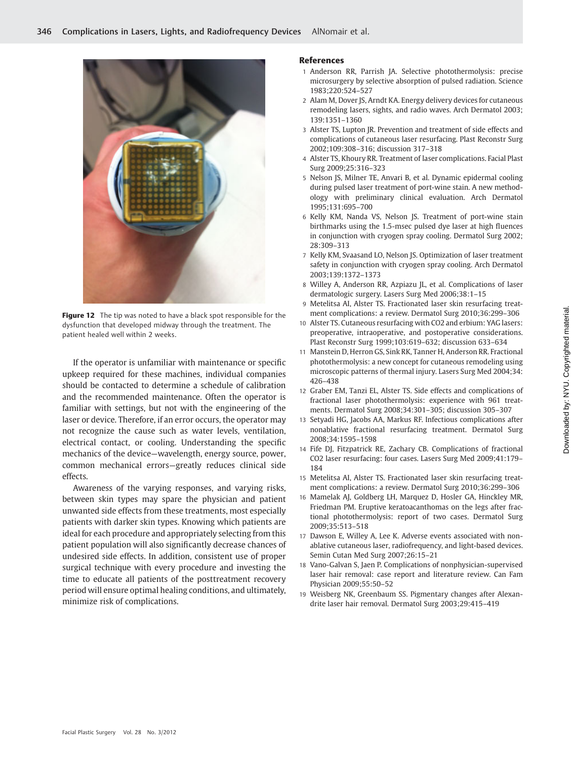Figure 12 The tip was noted to have a black spot responsible for the dysfunction that developed midway through the treatment. The patient healed well within 2 weeks.

If the operator is unfamiliar with maintenance or specific upkeep required for these machines, individual companies should be contacted to determine a schedule of calibration and the recommended maintenance. Often the operator is familiar with settings, but not with the engineering of the laser or device. Therefore, if an error occurs, the operator may not recognize the cause such as water levels, ventilation, electrical contact, or cooling. Understanding the specific mechanics of the device—wavelength, energy source, power, common mechanical errors—greatly reduces clinical side effects.

Awareness of the varying responses, and varying risks, between skin types may spare the physician and patient unwanted side effects from these treatments, most especially patients with darker skin types. Knowing which patients are ideal for each procedure and appropriately selecting from this patient population will also significantly decrease chances of undesired side effects. In addition, consistent use of proper surgical technique with every procedure and investing the time to educate all patients of the posttreatment recovery period will ensure optimal healing conditions, and ultimately, minimize risk of complications.

## References

1. Anderson RR, Parrish JA. Selective photothermolysis: precise microsurgery by selective absorption of pulsed radiation. Science 1983;220:524–527
2. Alam M, Dover JS, Arndt KA. Energy delivery devices for cutaneous remodeling lasers, sights, and radio waves. Arch Dermatol 2003; 139:1351–1360
3. Alster TS, Lupton JR. Prevention and treatment of side effects and complications of cutaneous laser resurfacing. Plast Reconstr Surg 2002;109:308–316; discussion 317–318
4. Alster TS, Khoury RR. Treatment of laser complications. Facial Plast Surg 2009;25:316–323
5. Nelson JS, Milner TE, Anvari B, et al. Dynamic epidermal cooling during pulsed laser treatment of port-wine stain. A new methodology with preliminary clinical evaluation. Arch Dermatol 1995;131:695–700
6. Kelly KM, Nanda VS, Nelson JS. Treatment of port-wine stain birthmarks using the 1.5-msec pulsed dye laser at high fluences in conjunction with cryogen spray cooling. Dermatol Surg 2002; 28:309–313
7. Kelly KM, Svaasand LO, Nelson JS. Optimization of laser treatment safety in conjunction with cryogen spray cooling. Arch Dermatol 2003;139:1372–1373
8. Willey A, Anderson RR, Azpiazu JL, et al. Complications of laser dermatologic surgery. Lasers Surg Med 2006;38:1–15
9. Metelitsa AI, Alster TS. Fractionated laser skin resurfacing treatment complications: a review. Dermatol Surg 2010;36:299–306
10. Alster TS. Cutaneous resurfacing with CO2 and erbium: YAG lasers: preoperative, intraoperative, and postoperative considerations. Plast Reconstr Surg 1999;103:619–632; discussion 633–634
11. Manstein D, Herron GS, Sink RK, Tanner H, Anderson RR. Fractional photothermolysis: a new concept for cutaneous remodeling using microscopic patterns of thermal injury. Lasers Surg Med 2004;34: 426–438
12. Graber EM, Tanzi EL, Alster TS. Side effects and complications of fractional laser photothermolysis: experience with 961 treatments. Dermatol Surg 2008;34:301–305; discussion 305–307
13. Setyadi HG, Jacobs AA, Markus RF. Infectious complications after nonablative fractional resurfacing treatment. Dermatol Surg 2008;34:1595–1598
14. Fife DJ, Fitzpatrick RE, Zachary CB. Complications of fractional CO2 laser resurfacing: four cases. Lasers Surg Med 2009;41:179–184
15. Metelitsa AI, Alster TS. Fractionated laser skin resurfacing treatment complications: a review. Dermatol Surg 2010;36:299–306
16. Mamelak AJ, Goldberg LH, Marquez D, Hosler GA, Hinckley MR, Friedman PM. Eruptive keratoacanthomas on the legs after fractional photothermolysis: report of two cases. Dermatol Surg 2009;35:513–518
17. Dawson E, Willey A, Lee K. Adverse events associated with nonablative cutaneous laser, radiofrequency, and light-based devices. Semin Cutan Med Surg 2007;26:15–21
18. Vano-Galvan S, Jaen P. Complications of nonphysician-supervised laser hair removal: case report and literature review. Can Fam Physician 2009;55:50–52
19. Weisberg NK, Greenbaum SS. Pigmentary changes after Alexandrite laser hair removal. Dermatol Surg 2003;29:415–419